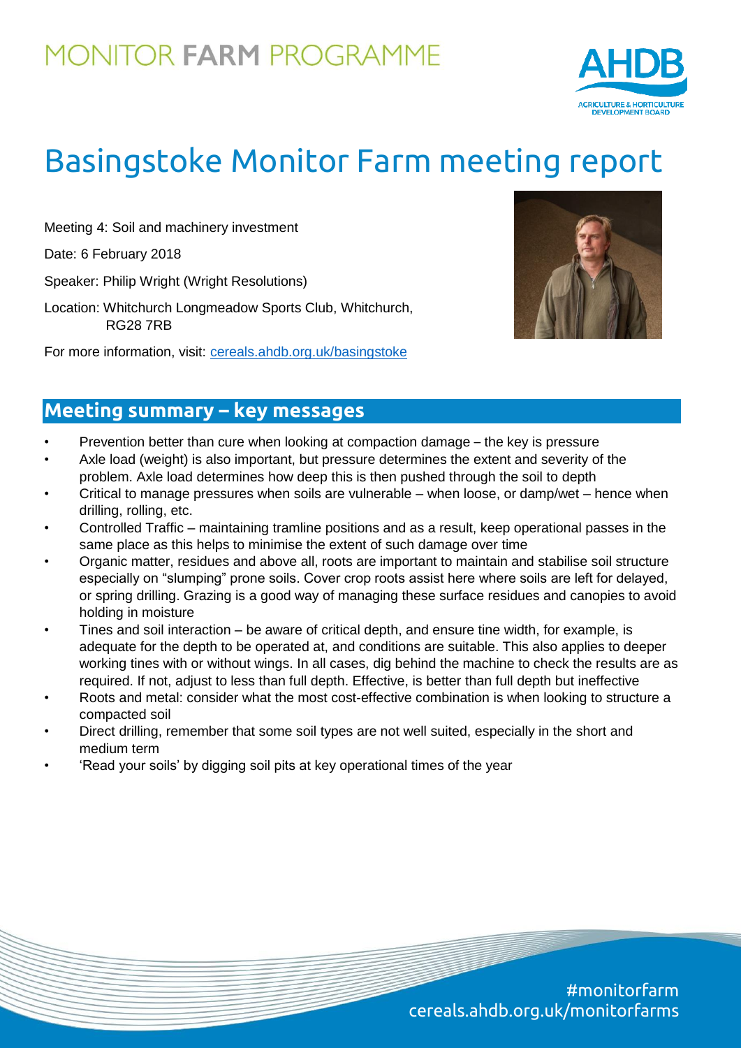# MONITOR FARM PROGRAMME

# Basingstoke Monitor Farm meeting report

Meeting 4: Soil and machinery investment

Date: 6 February 2018

Speaker: Philip Wright (Wright Resolutions)

Location: Whitchurch Longmeadow Sports Club, Whitchurch, RG28 7RB

For more information, visit: cereals.ahdb.org.uk/basingstoke

## Meeting summary – key messages

- Prevention better than cure when looking at compaction damage – the key is pressure
- Axle load (weight) is also important, but pressure determines the extent and severity of the problem. Axle load determines how deep this is then pushed through the soil to depth
- Critical to manage pressures when soils are vulnerable – when loose, or damp/wet – hence when drilling, rolling, etc.
- Controlled Traffic – maintaining tramline positions and as a result, keep operational passes in the same place as this helps to minimise the extent of such damage over time
- Organic matter, residues and above all, roots are important to maintain and stabilise soil structure especially on "slumping" prone soils. Cover crop roots assist here where soils are left for delayed, or spring drilling. Grazing is a good way of managing these surface residues and canopies to avoid holding in moisture
- Tines and soil interaction – be aware of critical depth, and ensure tine width, for example, is adequate for the depth to be operated at, and conditions are suitable. This also applies to deeper working tines with or without wings. In all cases, dig behind the machine to check the results are as required. If not, adjust to less than full depth. Effective, is better than full depth but ineffective
- Roots and metal: consider what the most cost-effective combination is when looking to structure a compacted soil
- Direct drilling, remember that some soil types are not well suited, especially in the short and medium term
- 'Read your soils' by digging soil pits at key operational times of the year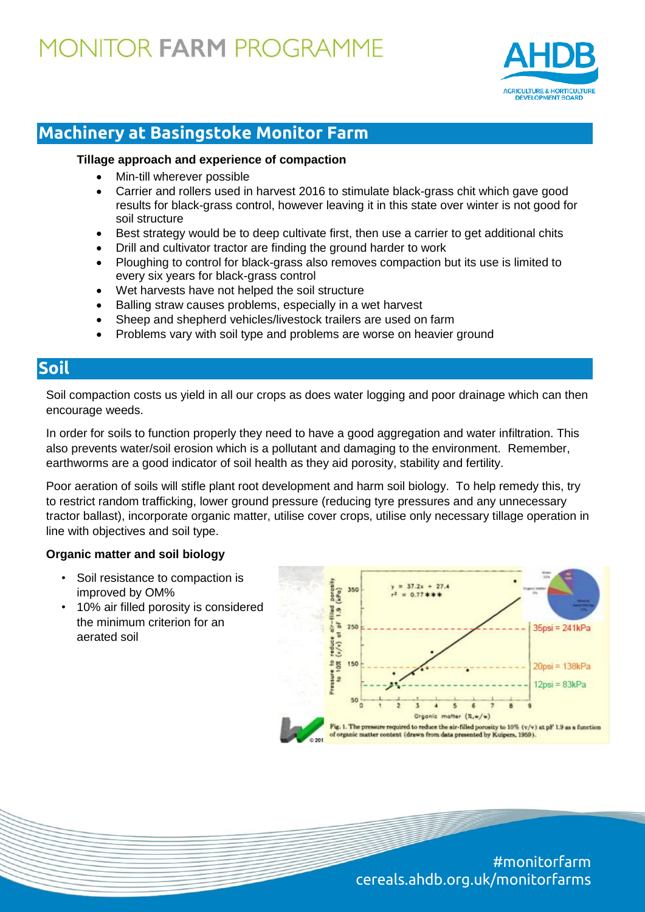# MONITOR FARM PROGRAMME

## Machinery at Basingstoke Monitor Farm

**Tillage approach and experience of compaction**

- Min-till wherever possible
- Carrier and rollers used in harvest 2016 to stimulate black-grass chit which gave good results for black-grass control, however leaving it in this state over winter is not good for soil structure
- Best strategy would be to deep cultivate first, then use a carrier to get additional chits
- Drill and cultivator tractor are finding the ground harder to work
- Ploughing to control for black-grass also removes compaction but its use is limited to every six years for black-grass control
- Wet harvests have not helped the soil structure
- Balling straw causes problems, especially in a wet harvest
- Sheep and shepherd vehicles/livestock trailers are used on farm
- Problems vary with soil type and problems are worse on heavier ground

## Soil

Soil compaction costs us yield in all our crops as does water logging and poor drainage which can then encourage weeds.

In order for soils to function properly they need to have a good aggregation and water infiltration. This also prevents water/soil erosion which is a pollutant and damaging to the environment. Remember, earthworms are a good indicator of soil health as they aid porosity, stability and fertility.

Poor aeration of soils will stifle plant root development and harm soil biology. To help remedy this, try to restrict random trafficking, lower ground pressure (reducing tyre pressures and any unnecessary tractor ballast), incorporate organic matter, utilise cover crops, utilise only necessary tillage operation in line with objectives and soil type.

**Organic matter and soil biology**

- Soil resistance to compaction is improved by OM%
- 10% air filled porosity is considered the minimum criterion for an aerated soil

Fig. 1. The pressure required to reduce the air-filled porosity to 10% (v/v) at pF 1.9 as a function of organic matter content (drawn from data presented by Kuipers, 1959).

#monitorfarm
cereals.ahdb.org.uk/monitorfarms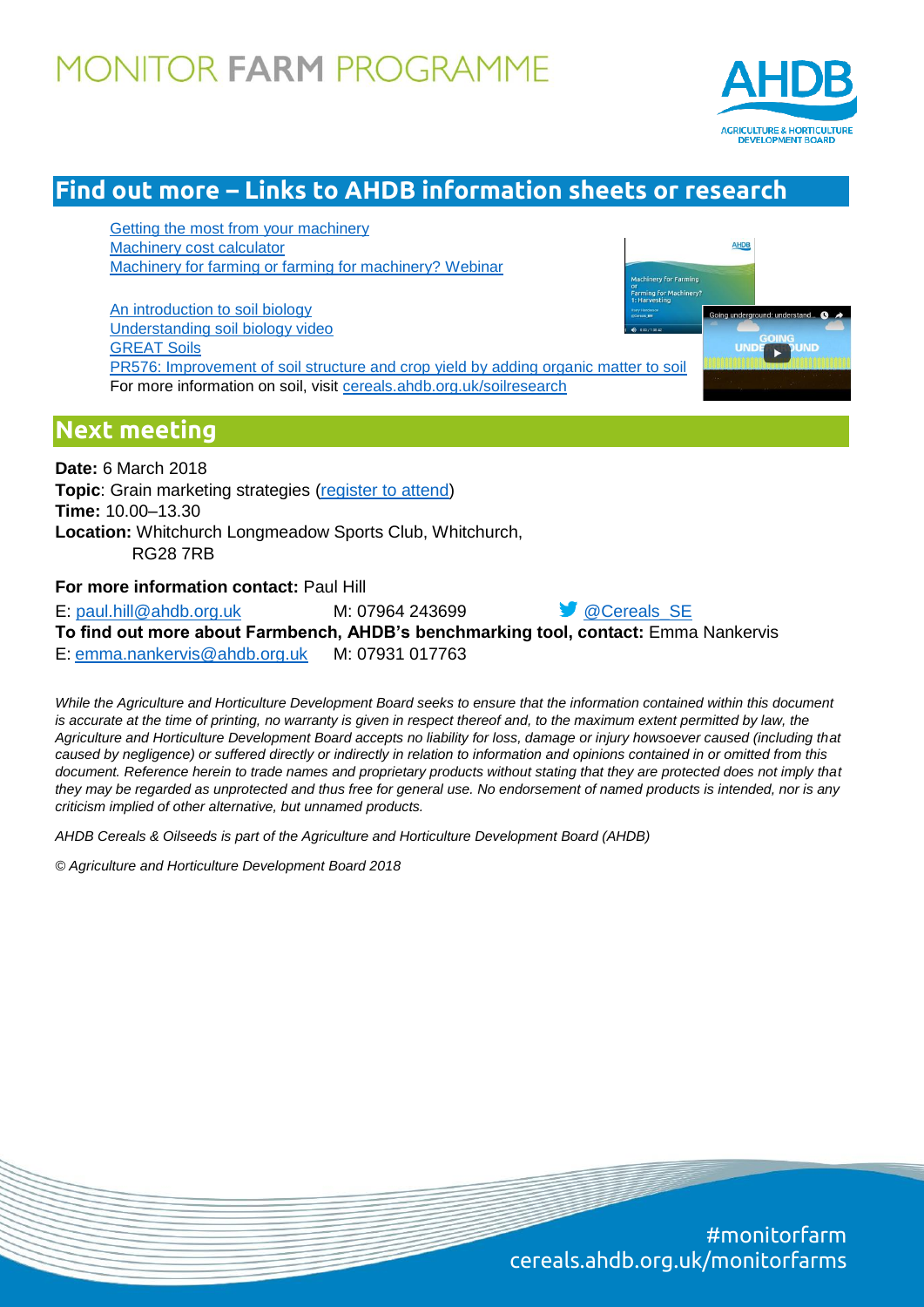# MONITOR FARM PROGRAMME

## Find out more – Links to AHDB information sheets or research

Getting the most from your machinery
Machinery cost calculator
Machinery for farming or farming for machinery? Webinar

An introduction to soil biology
Understanding soil biology video
GREAT Soils
PR576: Improvement of soil structure and crop yield by adding organic matter to soil
For more information on soil, visit cereals.ahdb.org.uk/soilresearch

## Next meeting

**Date:** 6 March 2018
**Topic**: Grain marketing strategies (register to attend)
**Time:** 10.00–13.30
**Location:** Whitchurch Longmeadow Sports Club, Whitchurch, RG28 7RB

**For more information contact:** Paul Hill
E: paul.hill@ahdb.org.uk M: 07964 243699 @Cereals_SE
**To find out more about Farmbench, AHDB's benchmarking tool, contact:** Emma Nankervis
E: emma.nankervis@ahdb.org.uk M: 07931 017763

*While the Agriculture and Horticulture Development Board seeks to ensure that the information contained within this document is accurate at the time of printing, no warranty is given in respect thereof and, to the maximum extent permitted by law, the Agriculture and Horticulture Development Board accepts no liability for loss, damage or injury howsoever caused (including that caused by negligence) or suffered directly or indirectly in relation to information and opinions contained in or omitted from this document. Reference herein to trade names and proprietary products without stating that they are protected does not imply that they may be regarded as unprotected and thus free for general use. No endorsement of named products is intended, nor is any criticism implied of other alternative, but unnamed products.*

*AHDB Cereals & Oilseeds is part of the Agriculture and Horticulture Development Board (AHDB)*

*© Agriculture and Horticulture Development Board 2018*

#monitorfarm
cereals.ahdb.org.uk/monitorfarms